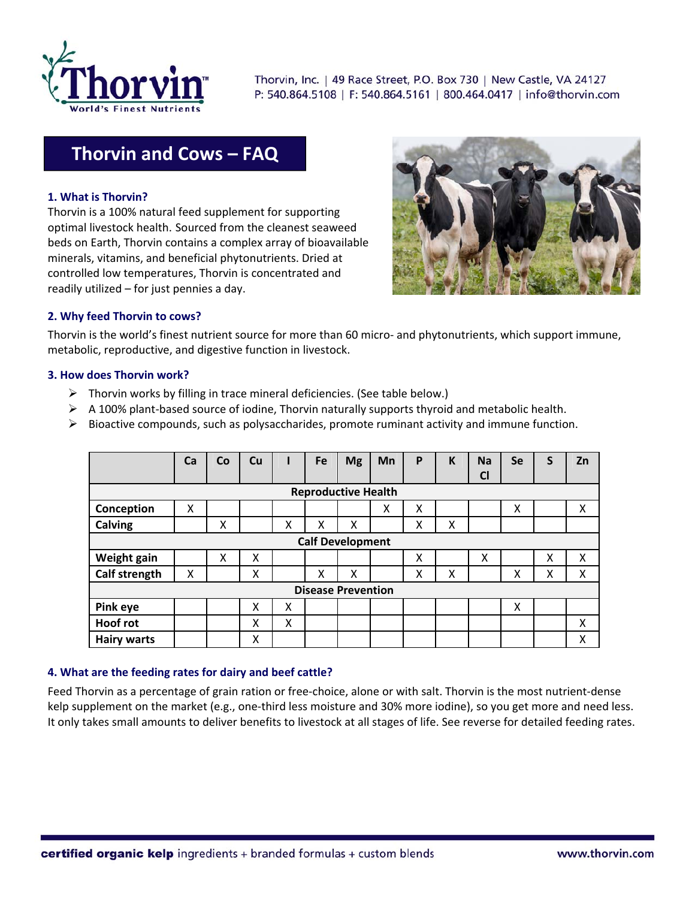Thorvin™ World's Finest Nutrients

Thorvin, Inc. | 49 Race Street, P.O. Box 730 | New Castle, VA 24127
P: 540.864.5108 | F: 540.864.5161 | 800.464.0417 | info@thorvin.com

# Thorvin and Cows – FAQ

### 1. What is Thorvin?

Thorvin is a 100% natural feed supplement for supporting optimal livestock health. Sourced from the cleanest seaweed beds on Earth, Thorvin contains a complex array of bioavailable minerals, vitamins, and beneficial phytonutrients. Dried at controlled low temperatures, Thorvin is concentrated and readily utilized – for just pennies a day.

### 2. Why feed Thorvin to cows?

Thorvin is the world's finest nutrient source for more than 60 micro- and phytonutrients, which support immune, metabolic, reproductive, and digestive function in livestock.

### 3. How does Thorvin work?

- Thorvin works by filling in trace mineral deficiencies. (See table below.)
- A 100% plant-based source of iodine, Thorvin naturally supports thyroid and metabolic health.
- Bioactive compounds, such as polysaccharides, promote ruminant activity and immune function.

| | Ca | Co | Cu | I | Fe | Mg | Mn | P | K | Na Cl | Se | S | Zn |
|---|---|---|---|---|---|---|---|---|---|---|---|---|---|
| **Reproductive Health** | | | | | | | | | | | | | |
| **Conception** | X | | | | | | X | X | | | X | | X |
| **Calving** | | X | | X | X | X | | X | X | | | | |
| **Calf Development** | | | | | | | | | | | | | |
| **Weight gain** | | X | X | | | | | X | | X | | X | X |
| **Calf strength** | X | | X | | X | X | | X | X | | X | X | X |
| **Disease Prevention** | | | | | | | | | | | | | |
| **Pink eye** | | | X | X | | | | | | | X | | |
| **Hoof rot** | | | X | X | | | | | | | | | X |
| **Hairy warts** | | | X | | | | | | | | | | X |

### 4. What are the feeding rates for dairy and beef cattle?

Feed Thorvin as a percentage of grain ration or free-choice, alone or with salt. Thorvin is the most nutrient-dense kelp supplement on the market (e.g., one-third less moisture and 30% more iodine), so you get more and need less. It only takes small amounts to deliver benefits to livestock at all stages of life. See reverse for detailed feeding rates.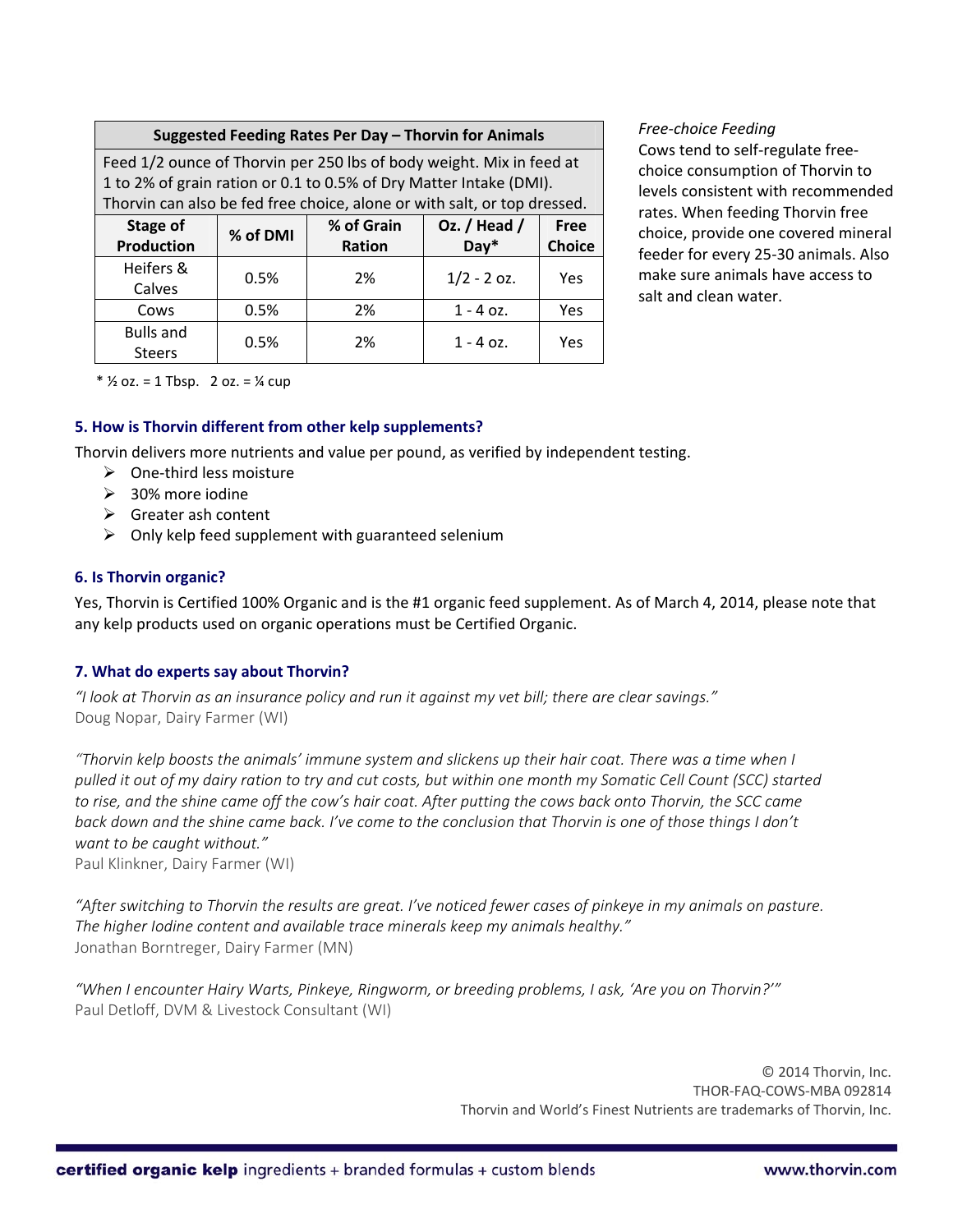| Suggested Feeding Rates Per Day – Thorvin for Animals | | | | |
|---|---|---|---|---|
| Feed 1/2 ounce of Thorvin per 250 lbs of body weight. Mix in feed at 1 to 2% of grain ration or 0.1 to 0.5% of Dry Matter Intake (DMI). Thorvin can also be fed free choice, alone or with salt, or top dressed. | | | | |
| **Stage of Production** | **% of DMI** | **% of Grain Ration** | **Oz. / Head / Day*** | **Free Choice** |
| Heifers & Calves | 0.5% | 2% | 1/2 - 2 oz. | Yes |
| Cows | 0.5% | 2% | 1 - 4 oz. | Yes |
| Bulls and Steers | 0.5% | 2% | 1 - 4 oz. | Yes |

* ½ oz. = 1 Tbsp.   2 oz. = ¼ cup

*Free-choice Feeding*

Cows tend to self-regulate free-choice consumption of Thorvin to levels consistent with recommended rates. When feeding Thorvin free choice, provide one covered mineral feeder for every 25-30 animals. Also make sure animals have access to salt and clean water.

### 5. How is Thorvin different from other kelp supplements?

Thorvin delivers more nutrients and value per pound, as verified by independent testing.

- One-third less moisture
- 30% more iodine
- Greater ash content
- Only kelp feed supplement with guaranteed selenium

### 6. Is Thorvin organic?

Yes, Thorvin is Certified 100% Organic and is the #1 organic feed supplement. As of March 4, 2014, please note that any kelp products used on organic operations must be Certified Organic.

### 7. What do experts say about Thorvin?

*"I look at Thorvin as an insurance policy and run it against my vet bill; there are clear savings."*
Doug Nopar, Dairy Farmer (WI)

*"Thorvin kelp boosts the animals' immune system and slickens up their hair coat. There was a time when I pulled it out of my dairy ration to try and cut costs, but within one month my Somatic Cell Count (SCC) started to rise, and the shine came off the cow's hair coat. After putting the cows back onto Thorvin, the SCC came back down and the shine came back. I've come to the conclusion that Thorvin is one of those things I don't want to be caught without."*
Paul Klinkner, Dairy Farmer (WI)

*"After switching to Thorvin the results are great. I've noticed fewer cases of pinkeye in my animals on pasture. The higher Iodine content and available trace minerals keep my animals healthy."*
Jonathan Borntreger, Dairy Farmer (MN)

*"When I encounter Hairy Warts, Pinkeye, Ringworm, or breeding problems, I ask, 'Are you on Thorvin?'"*
Paul Detloff, DVM & Livestock Consultant (WI)

© 2014 Thorvin, Inc.
THOR-FAQ-COWS-MBA 092814
Thorvin and World's Finest Nutrients are trademarks of Thorvin, Inc.

**certified organic kelp** ingredients + branded formulas + custom blends    www.thorvin.com